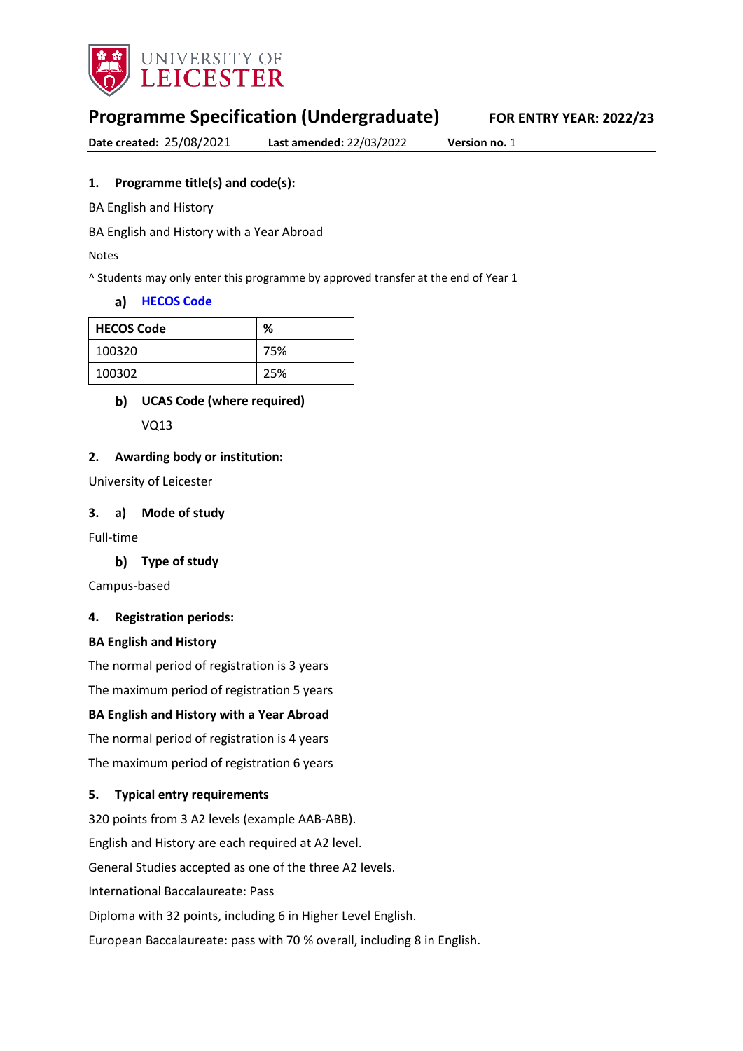UNIVERSITY OF LEICESTER

# Programme Specification (Undergraduate)

**FOR ENTRY YEAR: 2022/23**

**Date created:** 25/08/2021 **Last amended:** 22/03/2022 **Version no.** 1

## 1. Programme title(s) and code(s):

BA English and History

BA English and History with a Year Abroad

Notes

^ Students may only enter this programme by approved transfer at the end of Year 1

### a) HECOS Code

| HECOS Code | % |
|---|---|
| 100320 | 75% |
| 100302 | 25% |

### b) UCAS Code (where required)

VQ13

## 2. Awarding body or institution:

University of Leicester

## 3. a) Mode of study

Full-time

### b) Type of study

Campus-based

## 4. Registration periods:

**BA English and History**

The normal period of registration is 3 years

The maximum period of registration 5 years

**BA English and History with a Year Abroad**

The normal period of registration is 4 years

The maximum period of registration 6 years

## 5. Typical entry requirements

320 points from 3 A2 levels (example AAB-ABB).

English and History are each required at A2 level.

General Studies accepted as one of the three A2 levels.

International Baccalaureate: Pass

Diploma with 32 points, including 6 in Higher Level English.

European Baccalaureate: pass with 70 % overall, including 8 in English.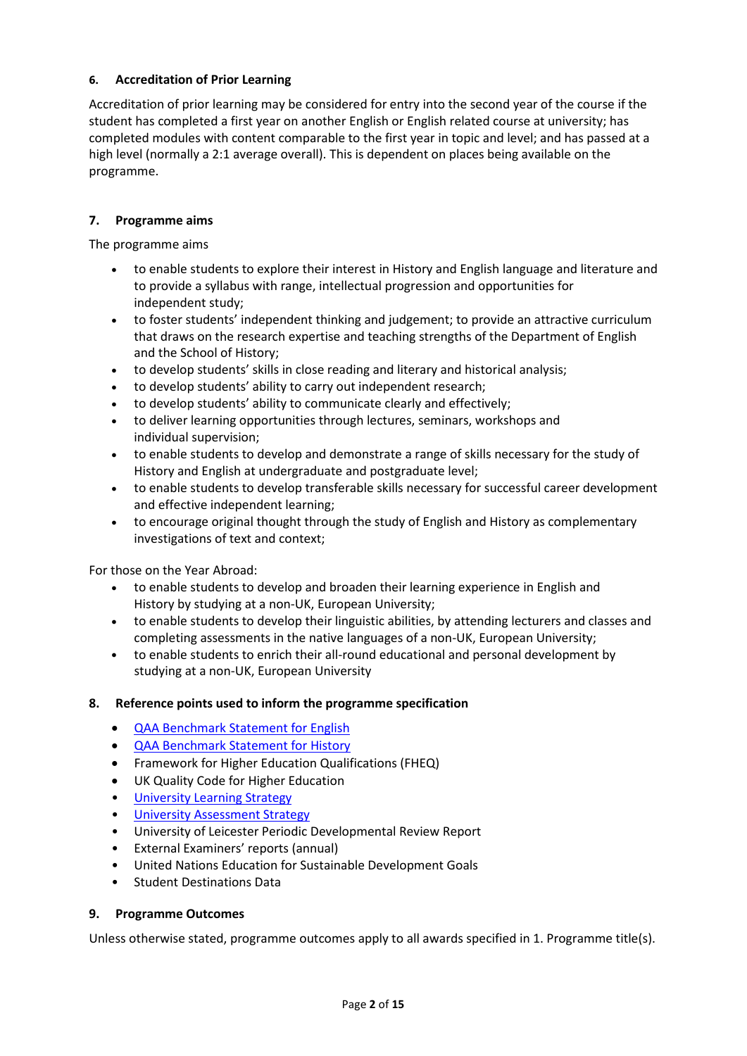### 6. Accreditation of Prior Learning

Accreditation of prior learning may be considered for entry into the second year of the course if the student has completed a first year on another English or English related course at university; has completed modules with content comparable to the first year in topic and level; and has passed at a high level (normally a 2:1 average overall). This is dependent on places being available on the programme.

### 7. Programme aims

The programme aims

- to enable students to explore their interest in History and English language and literature and to provide a syllabus with range, intellectual progression and opportunities for independent study;
- to foster students' independent thinking and judgement; to provide an attractive curriculum that draws on the research expertise and teaching strengths of the Department of English and the School of History;
- to develop students' skills in close reading and literary and historical analysis;
- to develop students' ability to carry out independent research;
- to develop students' ability to communicate clearly and effectively;
- to deliver learning opportunities through lectures, seminars, workshops and individual supervision;
- to enable students to develop and demonstrate a range of skills necessary for the study of History and English at undergraduate and postgraduate level;
- to enable students to develop transferable skills necessary for successful career development and effective independent learning;
- to encourage original thought through the study of English and History as complementary investigations of text and context;

For those on the Year Abroad:

- to enable students to develop and broaden their learning experience in English and History by studying at a non-UK, European University;
- to enable students to develop their linguistic abilities, by attending lecturers and classes and completing assessments in the native languages of a non-UK, European University;
- to enable students to enrich their all-round educational and personal development by studying at a non-UK, European University

### 8. Reference points used to inform the programme specification

- QAA Benchmark Statement for English
- QAA Benchmark Statement for History
- Framework for Higher Education Qualifications (FHEQ)
- UK Quality Code for Higher Education
- University Learning Strategy
- University Assessment Strategy
- University of Leicester Periodic Developmental Review Report
- External Examiners' reports (annual)
- United Nations Education for Sustainable Development Goals
- Student Destinations Data

### 9. Programme Outcomes

Unless otherwise stated, programme outcomes apply to all awards specified in 1. Programme title(s).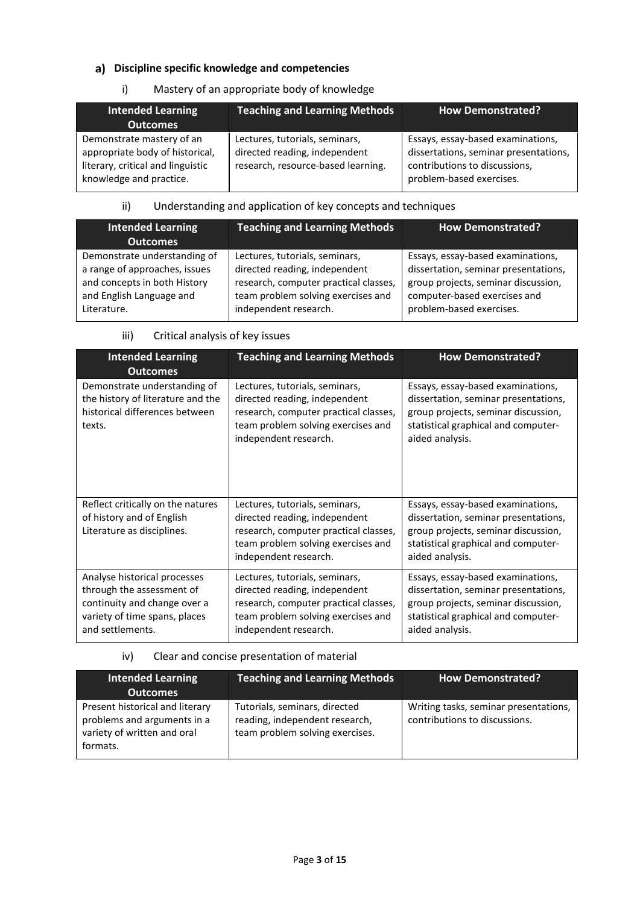## a) Discipline specific knowledge and competencies

i) Mastery of an appropriate body of knowledge

| Intended Learning Outcomes | Teaching and Learning Methods | How Demonstrated? |
|---|---|---|
| Demonstrate mastery of an appropriate body of historical, literary, critical and linguistic knowledge and practice. | Lectures, tutorials, seminars, directed reading, independent research, resource-based learning. | Essays, essay-based examinations, dissertations, seminar presentations, contributions to discussions, problem-based exercises. |

ii) Understanding and application of key concepts and techniques

| Intended Learning Outcomes | Teaching and Learning Methods | How Demonstrated? |
|---|---|---|
| Demonstrate understanding of a range of approaches, issues and concepts in both History and English Language and Literature. | Lectures, tutorials, seminars, directed reading, independent research, computer practical classes, team problem solving exercises and independent research. | Essays, essay-based examinations, dissertation, seminar presentations, group projects, seminar discussion, computer-based exercises and problem-based exercises. |

iii) Critical analysis of key issues

| Intended Learning Outcomes | Teaching and Learning Methods | How Demonstrated? |
|---|---|---|
| Demonstrate understanding of the history of literature and the historical differences between texts. | Lectures, tutorials, seminars, directed reading, independent research, computer practical classes, team problem solving exercises and independent research. | Essays, essay-based examinations, dissertation, seminar presentations, group projects, seminar discussion, statistical graphical and computer-aided analysis. |
| Reflect critically on the natures of history and of English Literature as disciplines. | Lectures, tutorials, seminars, directed reading, independent research, computer practical classes, team problem solving exercises and independent research. | Essays, essay-based examinations, dissertation, seminar presentations, group projects, seminar discussion, statistical graphical and computer-aided analysis. |
| Analyse historical processes through the assessment of continuity and change over a variety of time spans, places and settlements. | Lectures, tutorials, seminars, directed reading, independent research, computer practical classes, team problem solving exercises and independent research. | Essays, essay-based examinations, dissertation, seminar presentations, group projects, seminar discussion, statistical graphical and computer-aided analysis. |

iv) Clear and concise presentation of material

| Intended Learning Outcomes | Teaching and Learning Methods | How Demonstrated? |
|---|---|---|
| Present historical and literary problems and arguments in a variety of written and oral formats. | Tutorials, seminars, directed reading, independent research, team problem solving exercises. | Writing tasks, seminar presentations, contributions to discussions. |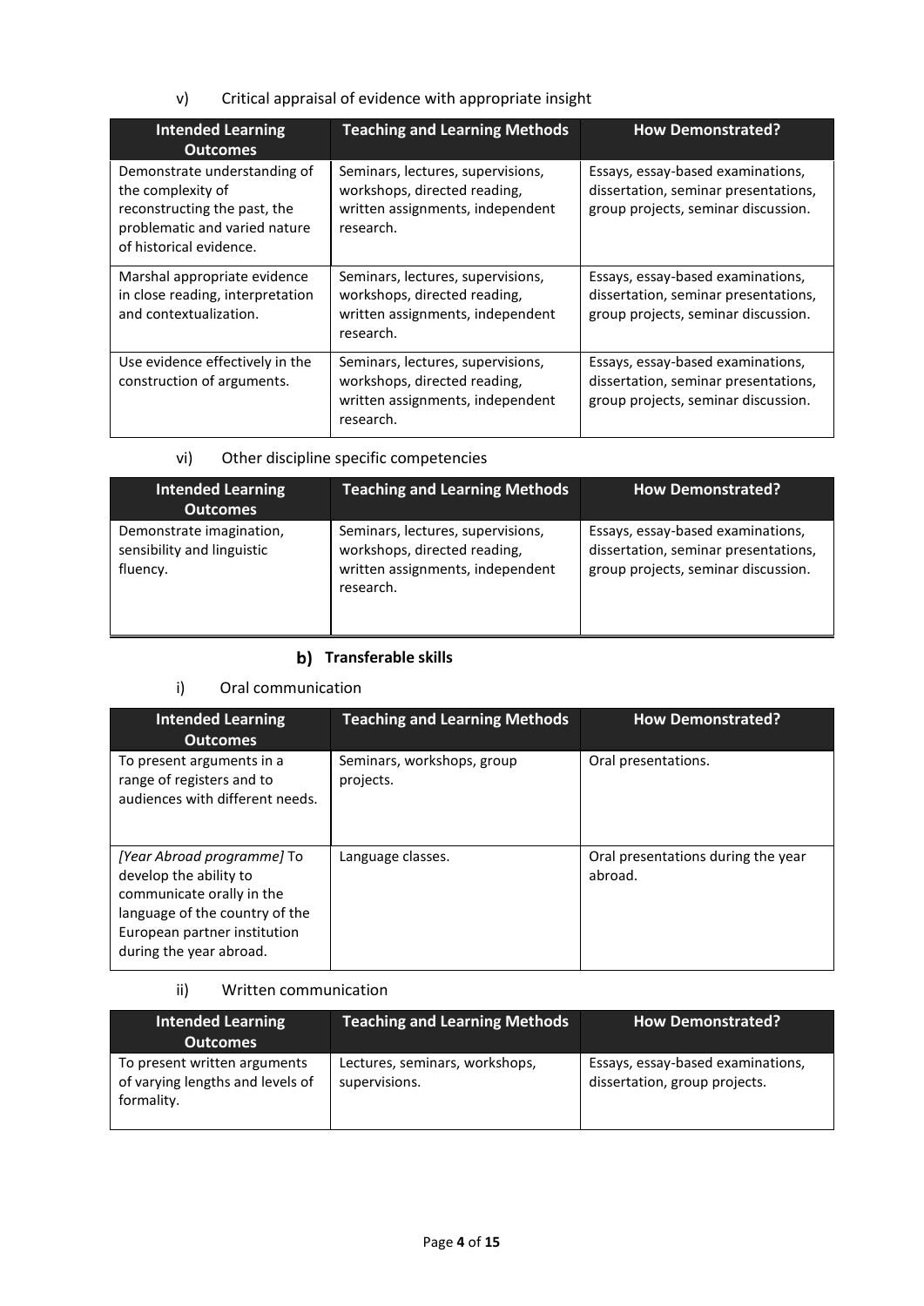v) Critical appraisal of evidence with appropriate insight

| Intended Learning Outcomes | Teaching and Learning Methods | How Demonstrated? |
| --- | --- | --- |
| Demonstrate understanding of the complexity of reconstructing the past, the problematic and varied nature of historical evidence. | Seminars, lectures, supervisions, workshops, directed reading, written assignments, independent research. | Essays, essay-based examinations, dissertation, seminar presentations, group projects, seminar discussion. |
| Marshal appropriate evidence in close reading, interpretation and contextualization. | Seminars, lectures, supervisions, workshops, directed reading, written assignments, independent research. | Essays, essay-based examinations, dissertation, seminar presentations, group projects, seminar discussion. |
| Use evidence effectively in the construction of arguments. | Seminars, lectures, supervisions, workshops, directed reading, written assignments, independent research. | Essays, essay-based examinations, dissertation, seminar presentations, group projects, seminar discussion. |

vi) Other discipline specific competencies

| Intended Learning Outcomes | Teaching and Learning Methods | How Demonstrated? |
| --- | --- | --- |
| Demonstrate imagination, sensibility and linguistic fluency. | Seminars, lectures, supervisions, workshops, directed reading, written assignments, independent research. | Essays, essay-based examinations, dissertation, seminar presentations, group projects, seminar discussion. |

### b) Transferable skills

i) Oral communication

| Intended Learning Outcomes | Teaching and Learning Methods | How Demonstrated? |
| --- | --- | --- |
| To present arguments in a range of registers and to audiences with different needs. | Seminars, workshops, group projects. | Oral presentations. |
| *[Year Abroad programme]* To develop the ability to communicate orally in the language of the country of the European partner institution during the year abroad. | Language classes. | Oral presentations during the year abroad. |

ii) Written communication

| Intended Learning Outcomes | Teaching and Learning Methods | How Demonstrated? |
| --- | --- | --- |
| To present written arguments of varying lengths and levels of formality. | Lectures, seminars, workshops, supervisions. | Essays, essay-based examinations, dissertation, group projects. |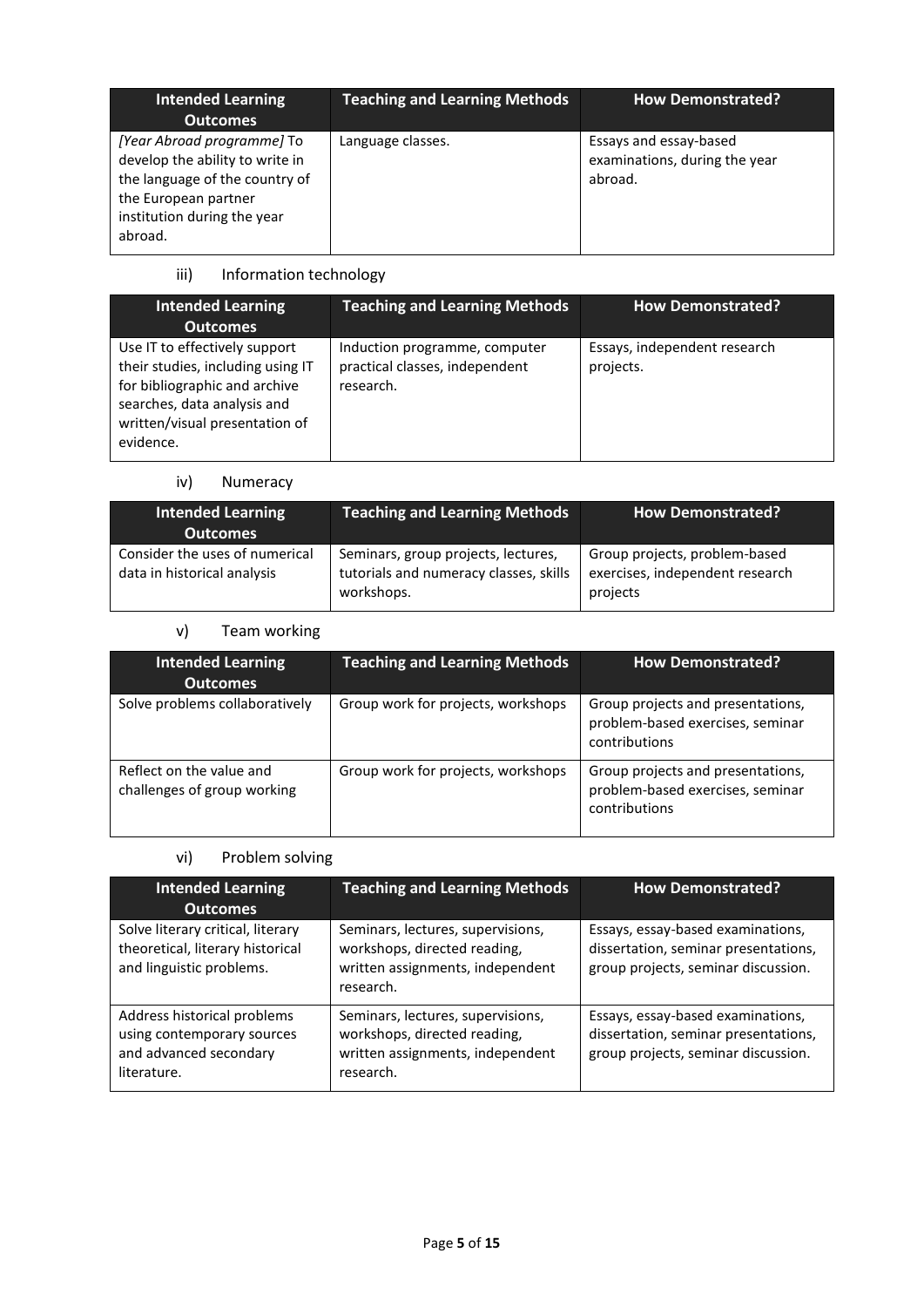| Intended Learning Outcomes | Teaching and Learning Methods | How Demonstrated? |
|---|---|---|
| *[Year Abroad programme]* To develop the ability to write in the language of the country of the European partner institution during the year abroad. | Language classes. | Essays and essay-based examinations, during the year abroad. |

iii) Information technology

| Intended Learning Outcomes | Teaching and Learning Methods | How Demonstrated? |
|---|---|---|
| Use IT to effectively support their studies, including using IT for bibliographic and archive searches, data analysis and written/visual presentation of evidence. | Induction programme, computer practical classes, independent research. | Essays, independent research projects. |

iv) Numeracy

| Intended Learning Outcomes | Teaching and Learning Methods | How Demonstrated? |
|---|---|---|
| Consider the uses of numerical data in historical analysis | Seminars, group projects, lectures, tutorials and numeracy classes, skills workshops. | Group projects, problem-based exercises, independent research projects |

v) Team working

| Intended Learning Outcomes | Teaching and Learning Methods | How Demonstrated? |
|---|---|---|
| Solve problems collaboratively | Group work for projects, workshops | Group projects and presentations, problem-based exercises, seminar contributions |
| Reflect on the value and challenges of group working | Group work for projects, workshops | Group projects and presentations, problem-based exercises, seminar contributions |

vi) Problem solving

| Intended Learning Outcomes | Teaching and Learning Methods | How Demonstrated? |
|---|---|---|
| Solve literary critical, literary theoretical, literary historical and linguistic problems. | Seminars, lectures, supervisions, workshops, directed reading, written assignments, independent research. | Essays, essay-based examinations, dissertation, seminar presentations, group projects, seminar discussion. |
| Address historical problems using contemporary sources and advanced secondary literature. | Seminars, lectures, supervisions, workshops, directed reading, written assignments, independent research. | Essays, essay-based examinations, dissertation, seminar presentations, group projects, seminar discussion. |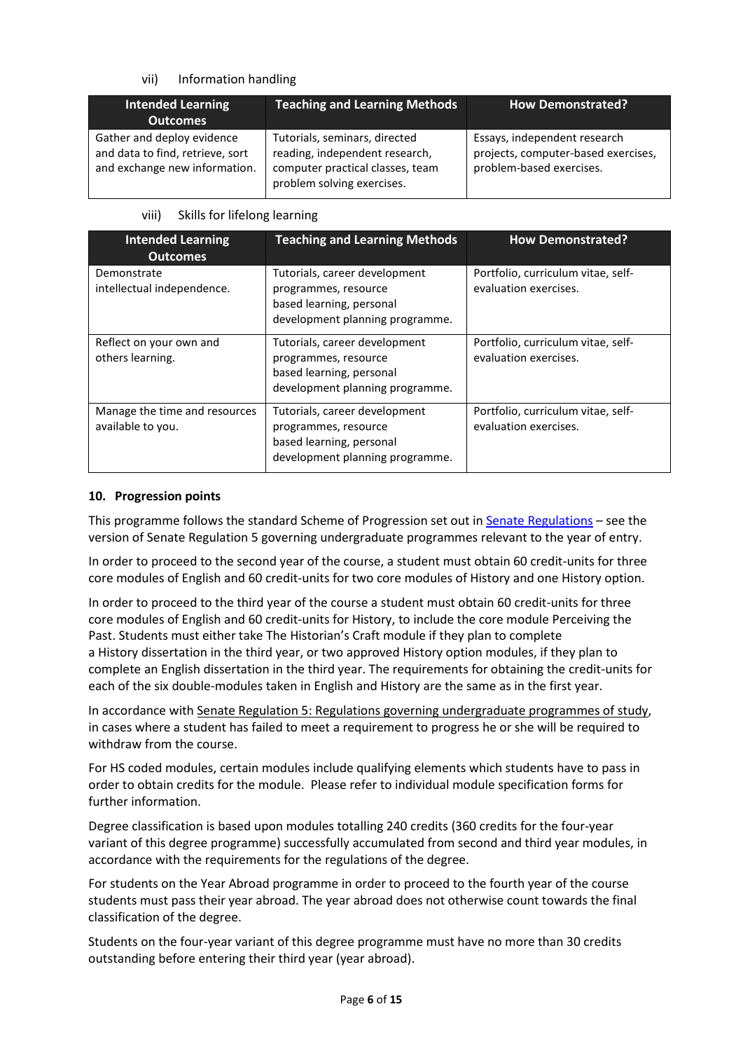vii) Information handling

| Intended Learning Outcomes | Teaching and Learning Methods | How Demonstrated? |
|---|---|---|
| Gather and deploy evidence and data to find, retrieve, sort and exchange new information. | Tutorials, seminars, directed reading, independent research, computer practical classes, team problem solving exercises. | Essays, independent research projects, computer-based exercises, problem-based exercises. |

viii) Skills for lifelong learning

| Intended Learning Outcomes | Teaching and Learning Methods | How Demonstrated? |
|---|---|---|
| Demonstrate intellectual independence. | Tutorials, career development programmes, resource based learning, personal development planning programme. | Portfolio, curriculum vitae, self-evaluation exercises. |
| Reflect on your own and others learning. | Tutorials, career development programmes, resource based learning, personal development planning programme. | Portfolio, curriculum vitae, self-evaluation exercises. |
| Manage the time and resources available to you. | Tutorials, career development programmes, resource based learning, personal development planning programme. | Portfolio, curriculum vitae, self-evaluation exercises. |

## 10. Progression points

This programme follows the standard Scheme of Progression set out in Senate Regulations – see the version of Senate Regulation 5 governing undergraduate programmes relevant to the year of entry.

In order to proceed to the second year of the course, a student must obtain 60 credit-units for three core modules of English and 60 credit-units for two core modules of History and one History option.

In order to proceed to the third year of the course a student must obtain 60 credit-units for three core modules of English and 60 credit-units for History, to include the core module Perceiving the Past. Students must either take The Historian's Craft module if they plan to complete a History dissertation in the third year, or two approved History option modules, if they plan to complete an English dissertation in the third year. The requirements for obtaining the credit-units for each of the six double-modules taken in English and History are the same as in the first year.

In accordance with Senate Regulation 5: Regulations governing undergraduate programmes of study, in cases where a student has failed to meet a requirement to progress he or she will be required to withdraw from the course.

For HS coded modules, certain modules include qualifying elements which students have to pass in order to obtain credits for the module. Please refer to individual module specification forms for further information.

Degree classification is based upon modules totalling 240 credits (360 credits for the four-year variant of this degree programme) successfully accumulated from second and third year modules, in accordance with the requirements for the regulations of the degree.

For students on the Year Abroad programme in order to proceed to the fourth year of the course students must pass their year abroad. The year abroad does not otherwise count towards the final classification of the degree.

Students on the four-year variant of this degree programme must have no more than 30 credits outstanding before entering their third year (year abroad).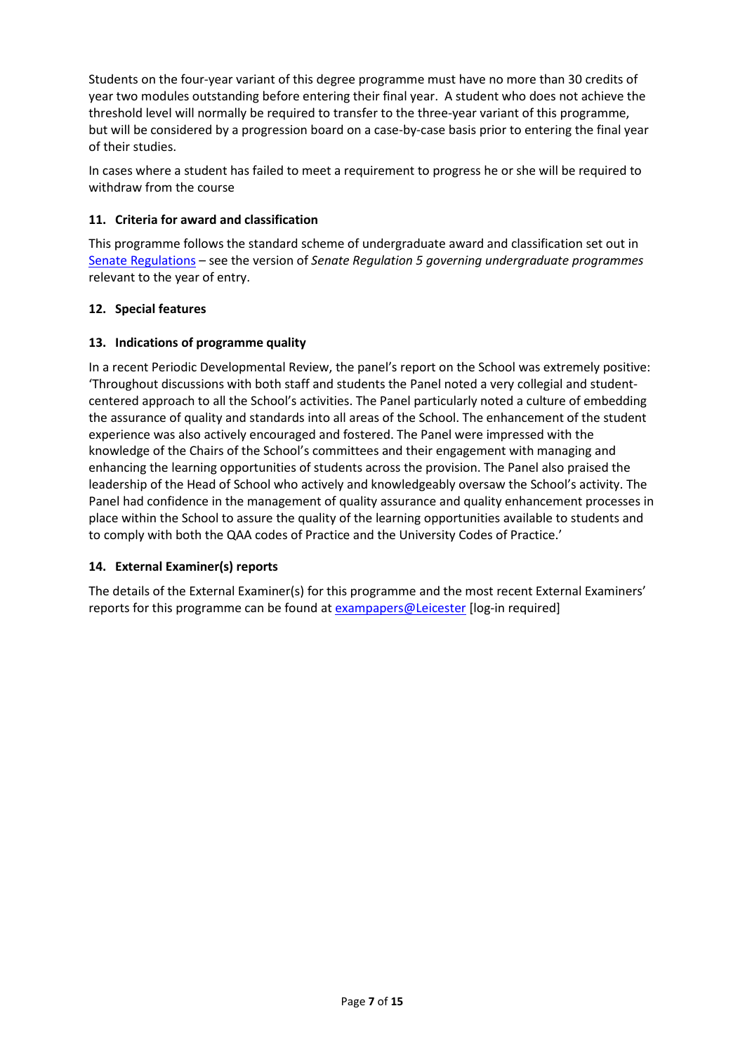Students on the four-year variant of this degree programme must have no more than 30 credits of year two modules outstanding before entering their final year. A student who does not achieve the threshold level will normally be required to transfer to the three-year variant of this programme, but will be considered by a progression board on a case-by-case basis prior to entering the final year of their studies.

In cases where a student has failed to meet a requirement to progress he or she will be required to withdraw from the course

### 11. Criteria for award and classification

This programme follows the standard scheme of undergraduate award and classification set out in Senate Regulations – see the version of *Senate Regulation 5 governing undergraduate programmes* relevant to the year of entry.

### 12. Special features

### 13. Indications of programme quality

In a recent Periodic Developmental Review, the panel's report on the School was extremely positive: 'Throughout discussions with both staff and students the Panel noted a very collegial and student-centered approach to all the School's activities. The Panel particularly noted a culture of embedding the assurance of quality and standards into all areas of the School. The enhancement of the student experience was also actively encouraged and fostered. The Panel were impressed with the knowledge of the Chairs of the School's committees and their engagement with managing and enhancing the learning opportunities of students across the provision. The Panel also praised the leadership of the Head of School who actively and knowledgeably oversaw the School's activity. The Panel had confidence in the management of quality assurance and quality enhancement processes in place within the School to assure the quality of the learning opportunities available to students and to comply with both the QAA codes of Practice and the University Codes of Practice.'

### 14. External Examiner(s) reports

The details of the External Examiner(s) for this programme and the most recent External Examiners' reports for this programme can be found at exampapers@Leicester [log-in required]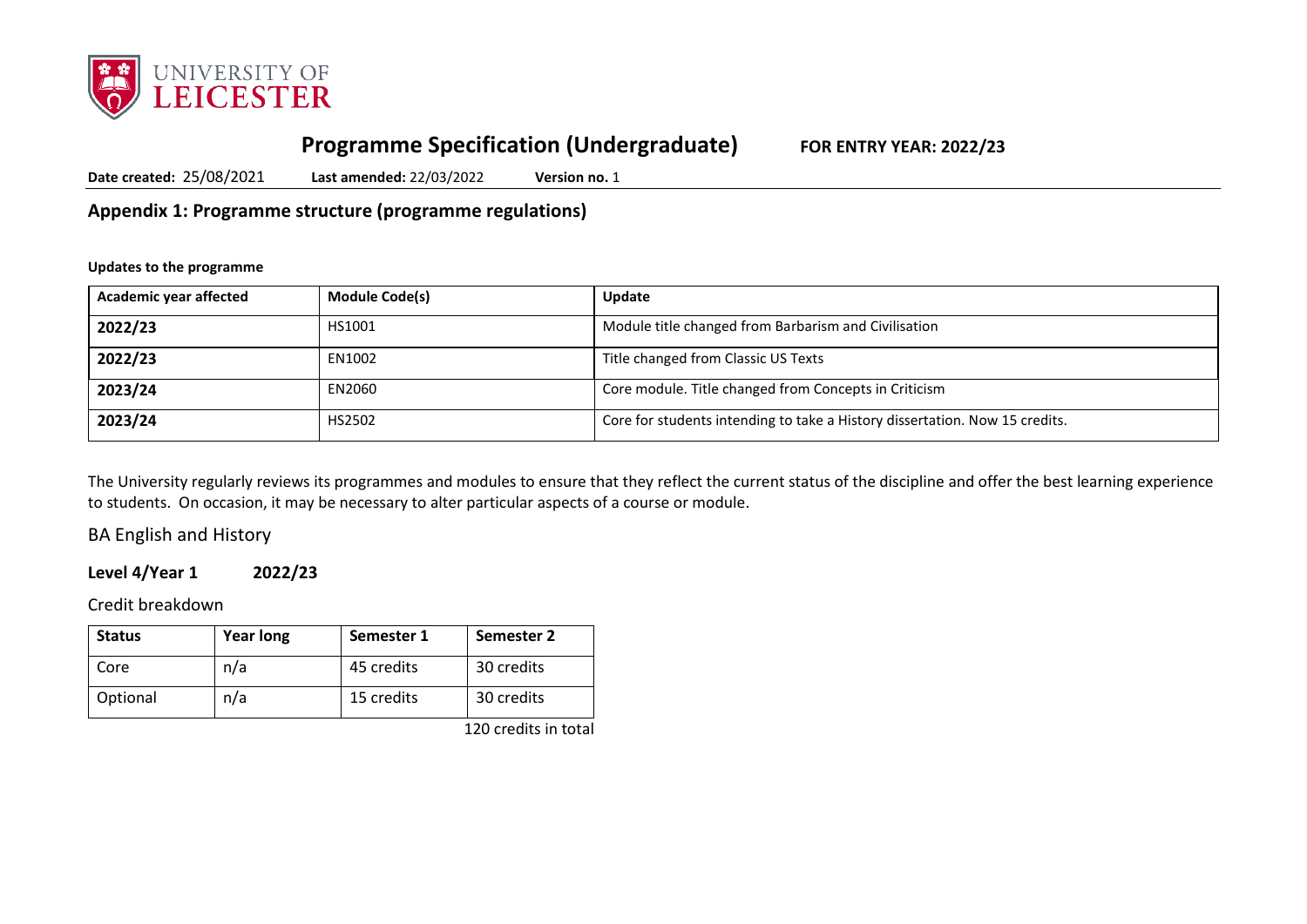# Programme Specification (Undergraduate) **FOR ENTRY YEAR: 2022/23**

**Date created:** 25/08/2021 **Last amended:** 22/03/2022 **Version no.** 1

## Appendix 1: Programme structure (programme regulations)

**Updates to the programme**

| Academic year affected | Module Code(s) | Update |
|---|---|---|
| **2022/23** | HS1001 | Module title changed from Barbarism and Civilisation |
| **2022/23** | EN1002 | Title changed from Classic US Texts |
| **2023/24** | EN2060 | Core module. Title changed from Concepts in Criticism |
| **2023/24** | HS2502 | Core for students intending to take a History dissertation. Now 15 credits. |

The University regularly reviews its programmes and modules to ensure that they reflect the current status of the discipline and offer the best learning experience to students. On occasion, it may be necessary to alter particular aspects of a course or module.

BA English and History

### Level 4/Year 1 2022/23

Credit breakdown

| Status | Year long | Semester 1 | Semester 2 |
|---|---|---|---|
| Core | n/a | 45 credits | 30 credits |
| Optional | n/a | 15 credits | 30 credits |

120 credits in total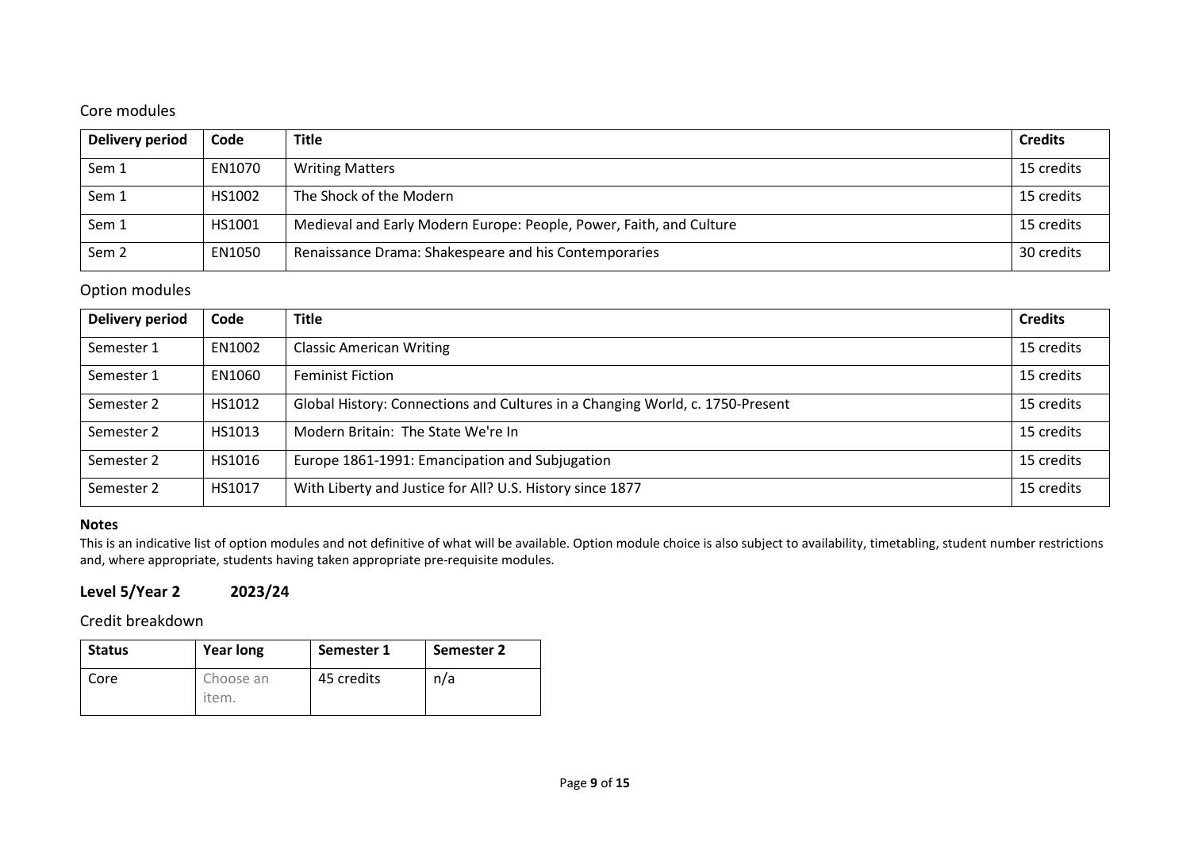Core modules

| Delivery period | Code | Title | Credits |
|---|---|---|---|
| Sem 1 | EN1070 | Writing Matters | 15 credits |
| Sem 1 | HS1002 | The Shock of the Modern | 15 credits |
| Sem 1 | HS1001 | Medieval and Early Modern Europe: People, Power, Faith, and Culture | 15 credits |
| Sem 2 | EN1050 | Renaissance Drama: Shakespeare and his Contemporaries | 30 credits |

Option modules

| Delivery period | Code | Title | Credits |
|---|---|---|---|
| Semester 1 | EN1002 | Classic American Writing | 15 credits |
| Semester 1 | EN1060 | Feminist Fiction | 15 credits |
| Semester 2 | HS1012 | Global History: Connections and Cultures in a Changing World, c. 1750-Present | 15 credits |
| Semester 2 | HS1013 | Modern Britain: The State We're In | 15 credits |
| Semester 2 | HS1016 | Europe 1861-1991: Emancipation and Subjugation | 15 credits |
| Semester 2 | HS1017 | With Liberty and Justice for All? U.S. History since 1877 | 15 credits |

**Notes**

This is an indicative list of option modules and not definitive of what will be available. Option module choice is also subject to availability, timetabling, student number restrictions and, where appropriate, students having taken appropriate pre-requisite modules.

## Level 5/Year 2 2023/24

Credit breakdown

| Status | Year long | Semester 1 | Semester 2 |
|---|---|---|---|
| Core | Choose an item. | 45 credits | n/a |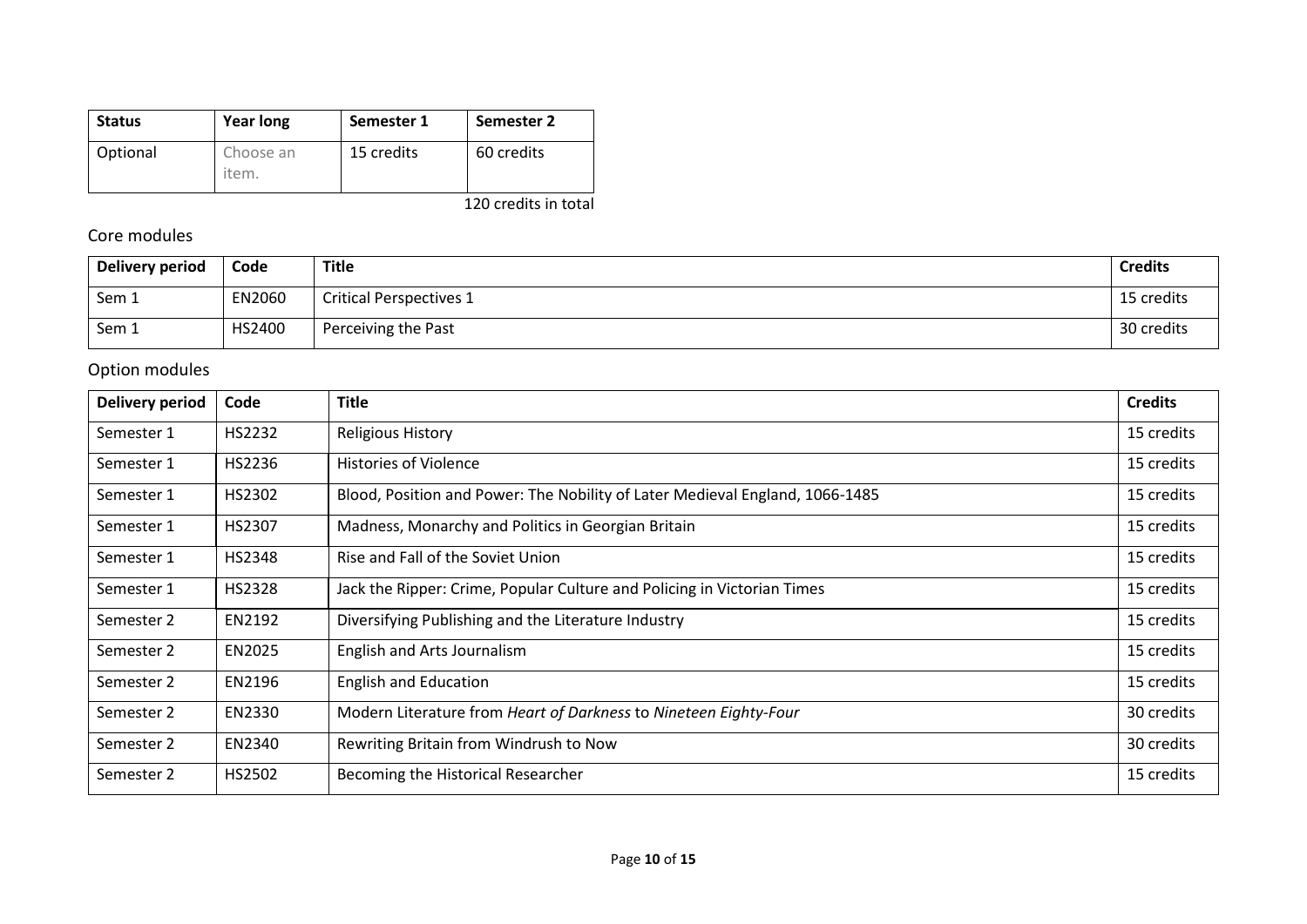| Status | Year long | Semester 1 | Semester 2 |
|---|---|---|---|
| Optional | Choose an item. | 15 credits | 60 credits |

120 credits in total

## Core modules

| Delivery period | Code | Title | Credits |
|---|---|---|---|
| Sem 1 | EN2060 | Critical Perspectives 1 | 15 credits |
| Sem 1 | HS2400 | Perceiving the Past | 30 credits |

## Option modules

| Delivery period | Code | Title | Credits |
|---|---|---|---|
| Semester 1 | HS2232 | Religious History | 15 credits |
| Semester 1 | HS2236 | Histories of Violence | 15 credits |
| Semester 1 | HS2302 | Blood, Position and Power: The Nobility of Later Medieval England, 1066-1485 | 15 credits |
| Semester 1 | HS2307 | Madness, Monarchy and Politics in Georgian Britain | 15 credits |
| Semester 1 | HS2348 | Rise and Fall of the Soviet Union | 15 credits |
| Semester 1 | HS2328 | Jack the Ripper: Crime, Popular Culture and Policing in Victorian Times | 15 credits |
| Semester 2 | EN2192 | Diversifying Publishing and the Literature Industry | 15 credits |
| Semester 2 | EN2025 | English and Arts Journalism | 15 credits |
| Semester 2 | EN2196 | English and Education | 15 credits |
| Semester 2 | EN2330 | Modern Literature from *Heart of Darkness* to *Nineteen Eighty-Four* | 30 credits |
| Semester 2 | EN2340 | Rewriting Britain from Windrush to Now | 30 credits |
| Semester 2 | HS2502 | Becoming the Historical Researcher | 15 credits |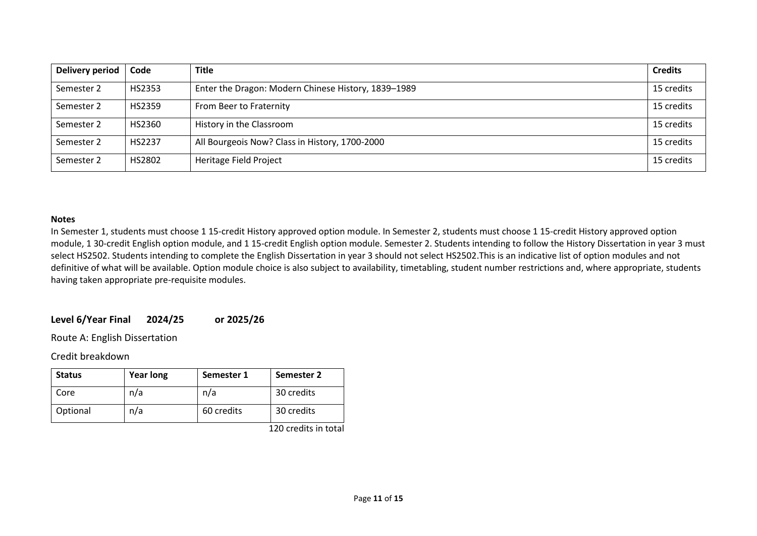| Delivery period | Code | Title | Credits |
|---|---|---|---|
| Semester 2 | HS2353 | Enter the Dragon: Modern Chinese History, 1839–1989 | 15 credits |
| Semester 2 | HS2359 | From Beer to Fraternity | 15 credits |
| Semester 2 | HS2360 | History in the Classroom | 15 credits |
| Semester 2 | HS2237 | All Bourgeois Now? Class in History, 1700-2000 | 15 credits |
| Semester 2 | HS2802 | Heritage Field Project | 15 credits |

**Notes**

In Semester 1, students must choose 1 15-credit History approved option module. In Semester 2, students must choose 1 15-credit History approved option module, 1 30-credit English option module, and 1 15-credit English option module. Semester 2. Students intending to follow the History Dissertation in year 3 must select HS2502. Students intending to complete the English Dissertation in year 3 should not select HS2502.This is an indicative list of option modules and not definitive of what will be available. Option module choice is also subject to availability, timetabling, student number restrictions and, where appropriate, students having taken appropriate pre-requisite modules.

### Level 6/Year Final 2024/25 or 2025/26

Route A: English Dissertation

Credit breakdown

| Status | Year long | Semester 1 | Semester 2 |
|---|---|---|---|
| Core | n/a | n/a | 30 credits |
| Optional | n/a | 60 credits | 30 credits |

120 credits in total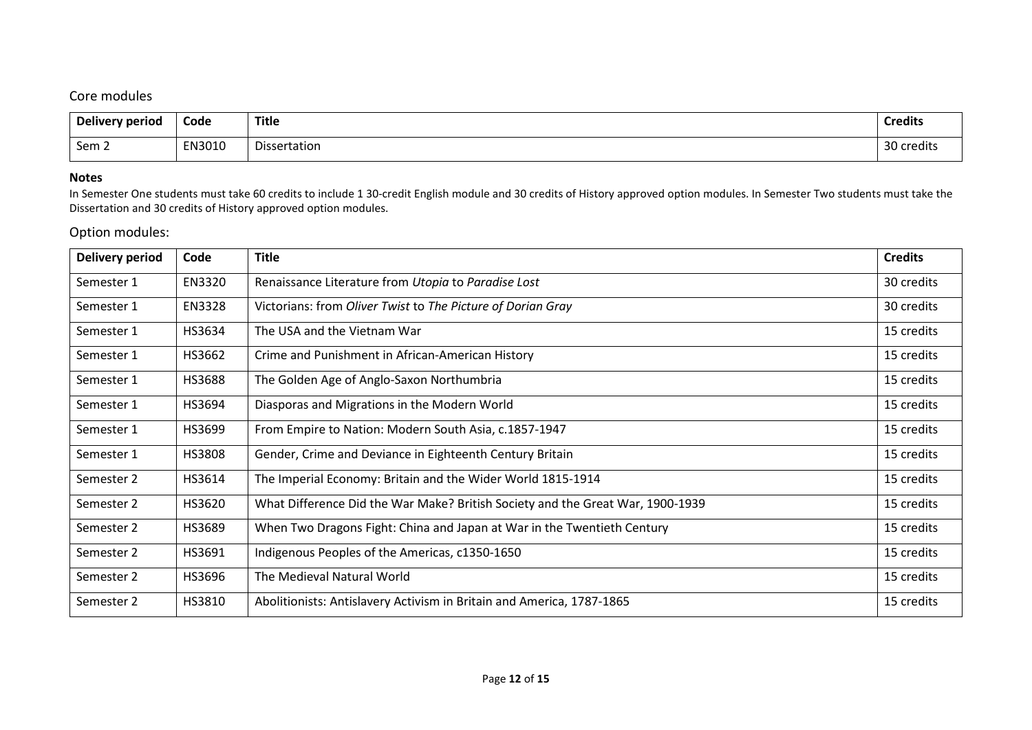## Core modules

| Delivery period | Code | Title | Credits |
|---|---|---|---|
| Sem 2 | EN3010 | Dissertation | 30 credits |

**Notes**

In Semester One students must take 60 credits to include 1 30-credit English module and 30 credits of History approved option modules. In Semester Two students must take the Dissertation and 30 credits of History approved option modules.

## Option modules:

| Delivery period | Code | Title | Credits |
|---|---|---|---|
| Semester 1 | EN3320 | Renaissance Literature from *Utopia* to *Paradise Lost* | 30 credits |
| Semester 1 | EN3328 | Victorians: from *Oliver Twist* to *The Picture of Dorian Gray* | 30 credits |
| Semester 1 | HS3634 | The USA and the Vietnam War | 15 credits |
| Semester 1 | HS3662 | Crime and Punishment in African-American History | 15 credits |
| Semester 1 | HS3688 | The Golden Age of Anglo-Saxon Northumbria | 15 credits |
| Semester 1 | HS3694 | Diasporas and Migrations in the Modern World | 15 credits |
| Semester 1 | HS3699 | From Empire to Nation: Modern South Asia, c.1857-1947 | 15 credits |
| Semester 1 | HS3808 | Gender, Crime and Deviance in Eighteenth Century Britain | 15 credits |
| Semester 2 | HS3614 | The Imperial Economy: Britain and the Wider World 1815-1914 | 15 credits |
| Semester 2 | HS3620 | What Difference Did the War Make? British Society and the Great War, 1900-1939 | 15 credits |
| Semester 2 | HS3689 | When Two Dragons Fight: China and Japan at War in the Twentieth Century | 15 credits |
| Semester 2 | HS3691 | Indigenous Peoples of the Americas, c1350-1650 | 15 credits |
| Semester 2 | HS3696 | The Medieval Natural World | 15 credits |
| Semester 2 | HS3810 | Abolitionists: Antislavery Activism in Britain and America, 1787-1865 | 15 credits |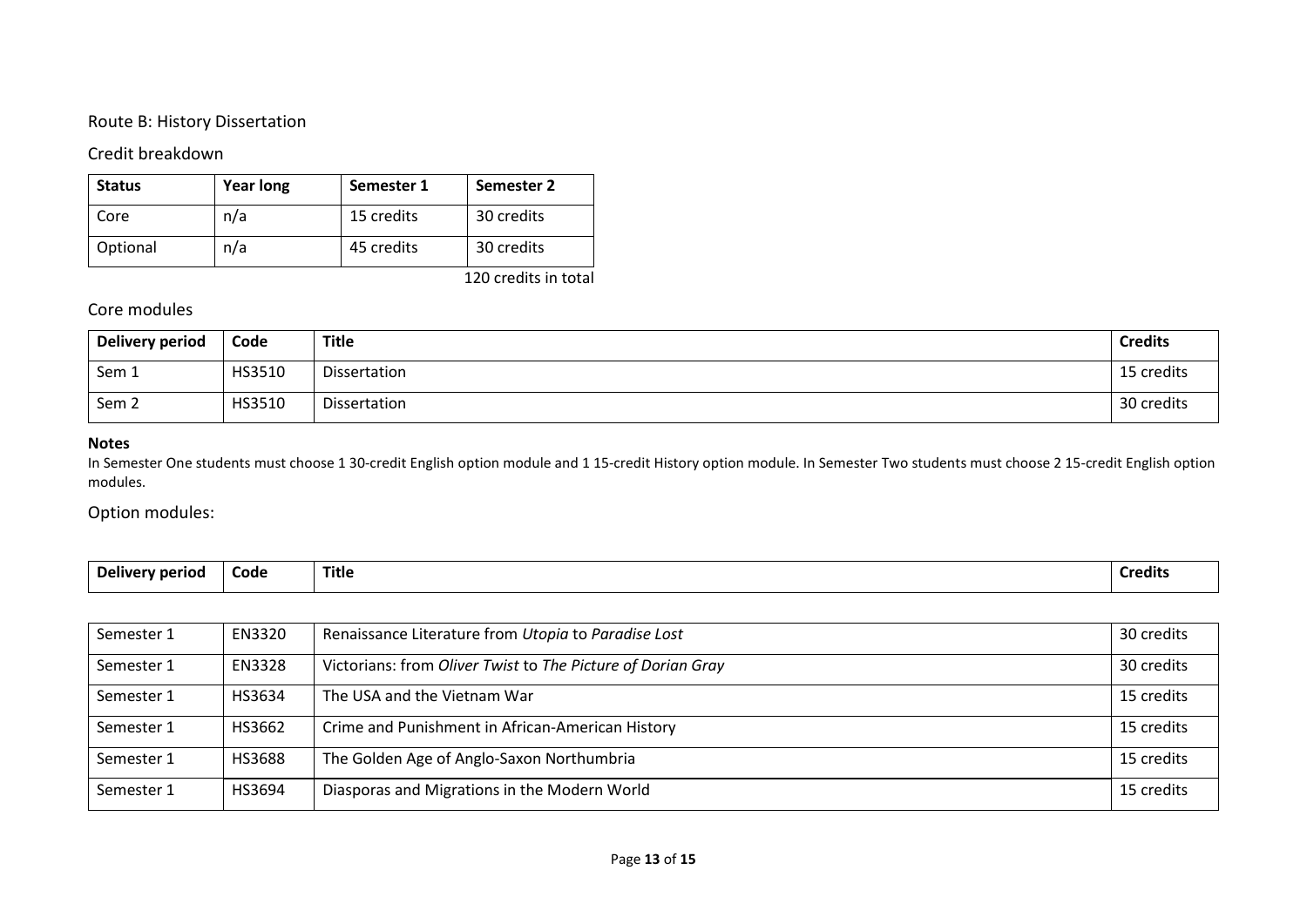## Route B: History Dissertation

### Credit breakdown

| Status | Year long | Semester 1 | Semester 2 |
|---|---|---|---|
| Core | n/a | 15 credits | 30 credits |
| Optional | n/a | 45 credits | 30 credits |

120 credits in total

### Core modules

| Delivery period | Code | Title | Credits |
|---|---|---|---|
| Sem 1 | HS3510 | Dissertation | 15 credits |
| Sem 2 | HS3510 | Dissertation | 30 credits |

**Notes**

In Semester One students must choose 1 30-credit English option module and 1 15-credit History option module. In Semester Two students must choose 2 15-credit English option modules.

### Option modules:

| Delivery period | Code | Title | Credits |
|---|---|---|---|
| Semester 1 | EN3320 | Renaissance Literature from *Utopia* to *Paradise Lost* | 30 credits |
| Semester 1 | EN3328 | Victorians: from *Oliver Twist* to *The Picture of Dorian Gray* | 30 credits |
| Semester 1 | HS3634 | The USA and the Vietnam War | 15 credits |
| Semester 1 | HS3662 | Crime and Punishment in African-American History | 15 credits |
| Semester 1 | HS3688 | The Golden Age of Anglo-Saxon Northumbria | 15 credits |
| Semester 1 | HS3694 | Diasporas and Migrations in the Modern World | 15 credits |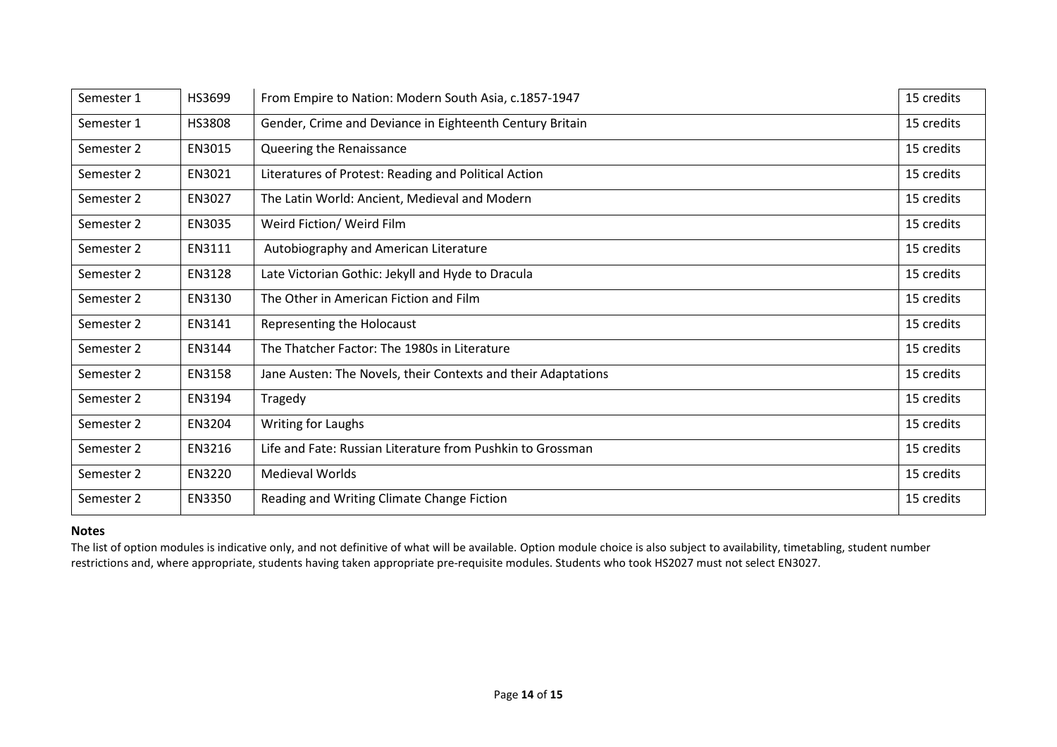| Semester 1 | HS3699 | From Empire to Nation: Modern South Asia, c.1857-1947 | 15 credits |
|---|---|---|---|
| Semester 1 | HS3808 | Gender, Crime and Deviance in Eighteenth Century Britain | 15 credits |
| Semester 2 | EN3015 | Queering the Renaissance | 15 credits |
| Semester 2 | EN3021 | Literatures of Protest: Reading and Political Action | 15 credits |
| Semester 2 | EN3027 | The Latin World: Ancient, Medieval and Modern | 15 credits |
| Semester 2 | EN3035 | Weird Fiction/ Weird Film | 15 credits |
| Semester 2 | EN3111 | Autobiography and American Literature | 15 credits |
| Semester 2 | EN3128 | Late Victorian Gothic: Jekyll and Hyde to Dracula | 15 credits |
| Semester 2 | EN3130 | The Other in American Fiction and Film | 15 credits |
| Semester 2 | EN3141 | Representing the Holocaust | 15 credits |
| Semester 2 | EN3144 | The Thatcher Factor: The 1980s in Literature | 15 credits |
| Semester 2 | EN3158 | Jane Austen: The Novels, their Contexts and their Adaptations | 15 credits |
| Semester 2 | EN3194 | Tragedy | 15 credits |
| Semester 2 | EN3204 | Writing for Laughs | 15 credits |
| Semester 2 | EN3216 | Life and Fate: Russian Literature from Pushkin to Grossman | 15 credits |
| Semester 2 | EN3220 | Medieval Worlds | 15 credits |
| Semester 2 | EN3350 | Reading and Writing Climate Change Fiction | 15 credits |

**Notes**

The list of option modules is indicative only, and not definitive of what will be available. Option module choice is also subject to availability, timetabling, student number restrictions and, where appropriate, students having taken appropriate pre-requisite modules. Students who took HS2027 must not select EN3027.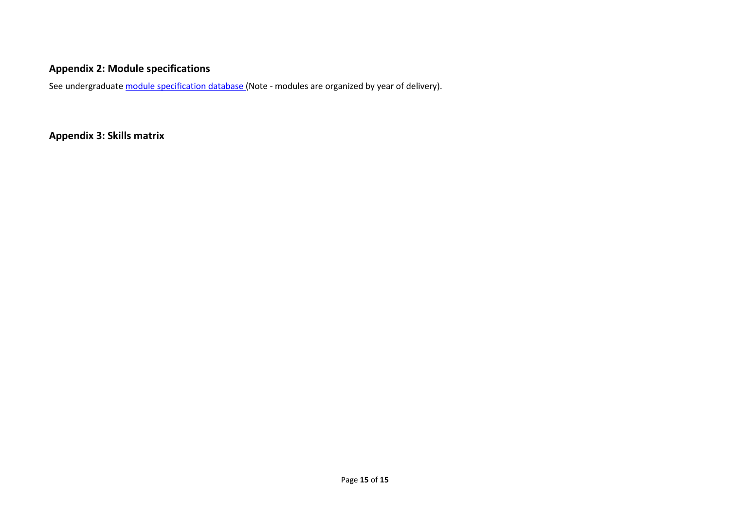## Appendix 2: Module specifications

See undergraduate module specification database (Note - modules are organized by year of delivery).

## Appendix 3: Skills matrix